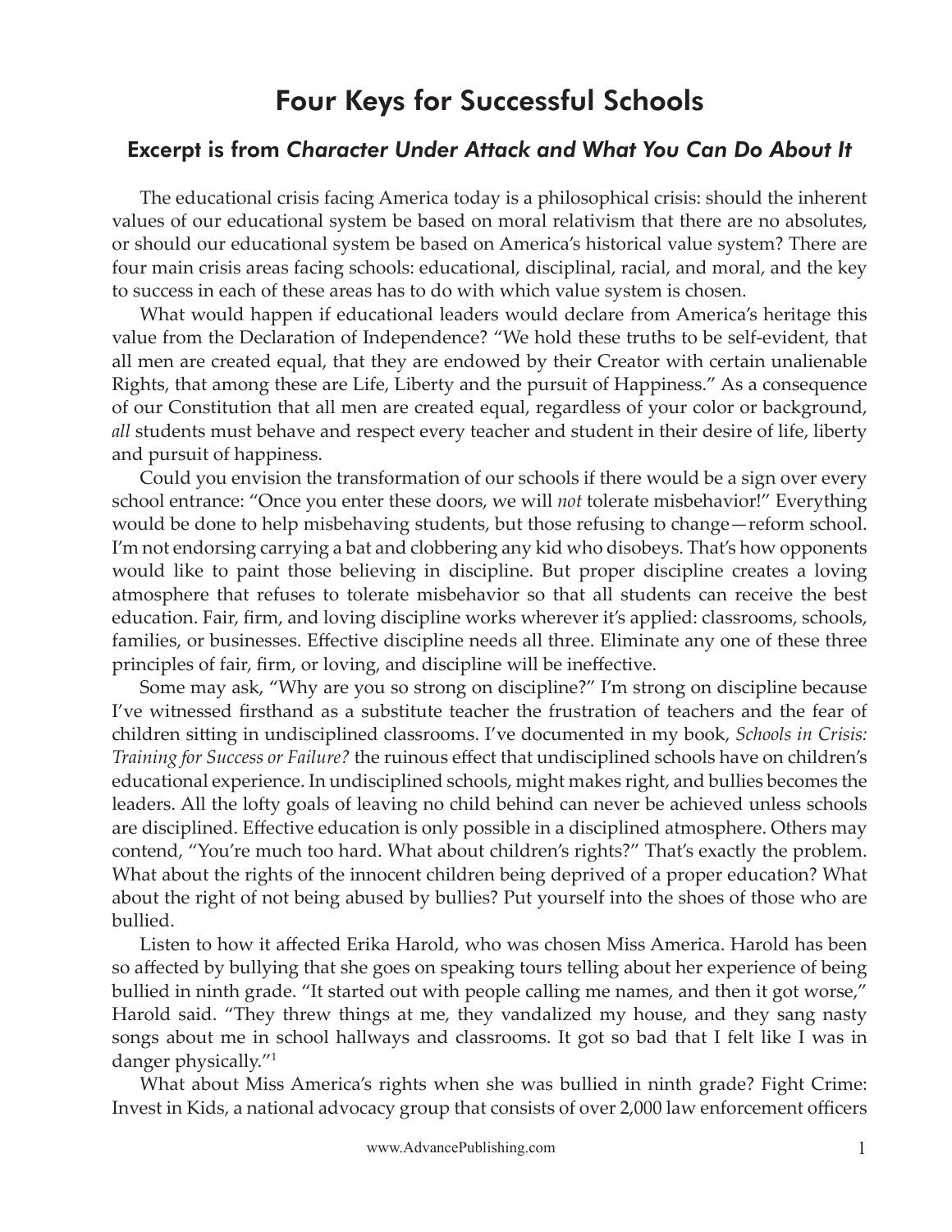# Four Keys for Successful Schools

## Excerpt is from *Character Under Attack and What You Can Do About It*

The educational crisis facing America today is a philosophical crisis: should the inherent values of our educational system be based on moral relativism that there are no absolutes, or should our educational system be based on America's historical value system? There are four main crisis areas facing schools: educational, disciplinal, racial, and moral, and the key to success in each of these areas has to do with which value system is chosen.

What would happen if educational leaders would declare from America's heritage this value from the Declaration of Independence? "We hold these truths to be self-evident, that all men are created equal, that they are endowed by their Creator with certain unalienable Rights, that among these are Life, Liberty and the pursuit of Happiness." As a consequence of our Constitution that all men are created equal, regardless of your color or background, *all* students must behave and respect every teacher and student in their desire of life, liberty and pursuit of happiness.

Could you envision the transformation of our schools if there would be a sign over every school entrance: "Once you enter these doors, we will *not* tolerate misbehavior!" Everything would be done to help misbehaving students, but those refusing to change—reform school. I'm not endorsing carrying a bat and clobbering any kid who disobeys. That's how opponents would like to paint those believing in discipline. But proper discipline creates a loving atmosphere that refuses to tolerate misbehavior so that all students can receive the best education. Fair, firm, and loving discipline works wherever it's applied: classrooms, schools, families, or businesses. Effective discipline needs all three. Eliminate any one of these three principles of fair, firm, or loving, and discipline will be ineffective.

Some may ask, "Why are you so strong on discipline?" I'm strong on discipline because I've witnessed firsthand as a substitute teacher the frustration of teachers and the fear of children sitting in undisciplined classrooms. I've documented in my book, *Schools in Crisis: Training for Success or Failure?* the ruinous effect that undisciplined schools have on children's educational experience. In undisciplined schools, might makes right, and bullies becomes the leaders. All the lofty goals of leaving no child behind can never be achieved unless schools are disciplined. Effective education is only possible in a disciplined atmosphere. Others may contend, "You're much too hard. What about children's rights?" That's exactly the problem. What about the rights of the innocent children being deprived of a proper education? What about the right of not being abused by bullies? Put yourself into the shoes of those who are bullied.

Listen to how it affected Erika Harold, who was chosen Miss America. Harold has been so affected by bullying that she goes on speaking tours telling about her experience of being bullied in ninth grade. "It started out with people calling me names, and then it got worse," Harold said. "They threw things at me, they vandalized my house, and they sang nasty songs about me in school hallways and classrooms. It got so bad that I felt like I was in danger physically."[1]

What about Miss America's rights when she was bullied in ninth grade? Fight Crime: Invest in Kids, a national advocacy group that consists of over 2,000 law enforcement officers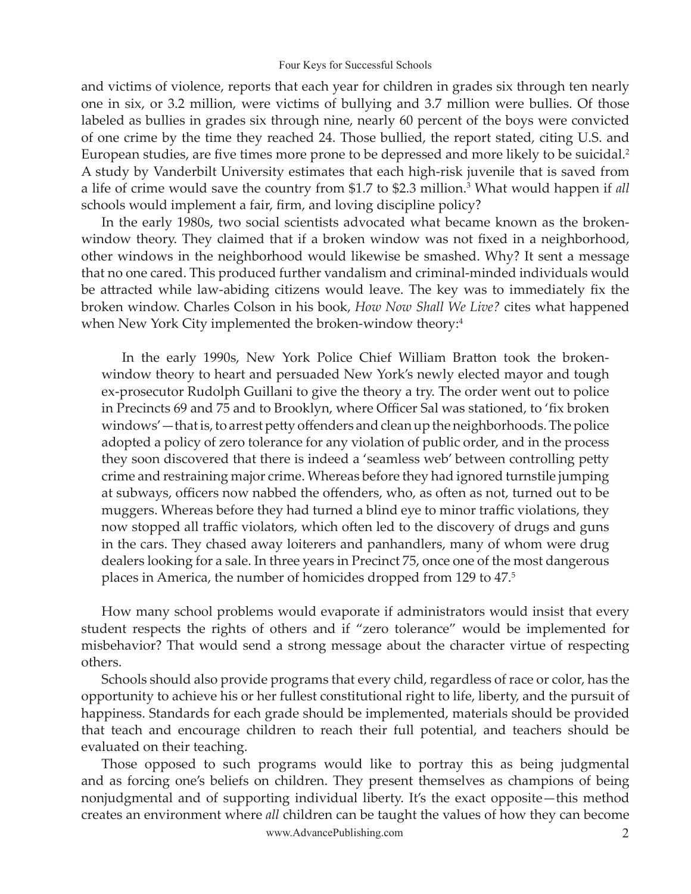and victims of violence, reports that each year for children in grades six through ten nearly one in six, or 3.2 million, were victims of bullying and 3.7 million were bullies. Of those labeled as bullies in grades six through nine, nearly 60 percent of the boys were convicted of one crime by the time they reached 24. Those bullied, the report stated, citing U.S. and European studies, are five times more prone to be depressed and more likely to be suicidal.[2] A study by Vanderbilt University estimates that each high-risk juvenile that is saved from a life of crime would save the country from $1.7 to $2.3 million.[3] What would happen if *all* schools would implement a fair, firm, and loving discipline policy?

In the early 1980s, two social scientists advocated what became known as the broken-window theory. They claimed that if a broken window was not fixed in a neighborhood, other windows in the neighborhood would likewise be smashed. Why? It sent a message that no one cared. This produced further vandalism and criminal-minded individuals would be attracted while law-abiding citizens would leave. The key was to immediately fix the broken window. Charles Colson in his book, *How Now Shall We Live?* cites what happened when New York City implemented the broken-window theory:[4]

> In the early 1990s, New York Police Chief William Bratton took the broken-window theory to heart and persuaded New York's newly elected mayor and tough ex-prosecutor Rudolph Guillani to give the theory a try. The order went out to police in Precincts 69 and 75 and to Brooklyn, where Officer Sal was stationed, to 'fix broken windows'—that is, to arrest petty offenders and clean up the neighborhoods. The police adopted a policy of zero tolerance for any violation of public order, and in the process they soon discovered that there is indeed a 'seamless web' between controlling petty crime and restraining major crime. Whereas before they had ignored turnstile jumping at subways, officers now nabbed the offenders, who, as often as not, turned out to be muggers. Whereas before they had turned a blind eye to minor traffic violations, they now stopped all traffic violators, which often led to the discovery of drugs and guns in the cars. They chased away loiterers and panhandlers, many of whom were drug dealers looking for a sale. In three years in Precinct 75, once one of the most dangerous places in America, the number of homicides dropped from 129 to 47.[5]

How many school problems would evaporate if administrators would insist that every student respects the rights of others and if "zero tolerance" would be implemented for misbehavior? That would send a strong message about the character virtue of respecting others.

Schools should also provide programs that every child, regardless of race or color, has the opportunity to achieve his or her fullest constitutional right to life, liberty, and the pursuit of happiness. Standards for each grade should be implemented, materials should be provided that teach and encourage children to reach their full potential, and teachers should be evaluated on their teaching.

Those opposed to such programs would like to portray this as being judgmental and as forcing one's beliefs on children. They present themselves as champions of being nonjudgmental and of supporting individual liberty. It's the exact opposite—this method creates an environment where *all* children can be taught the values of how they can become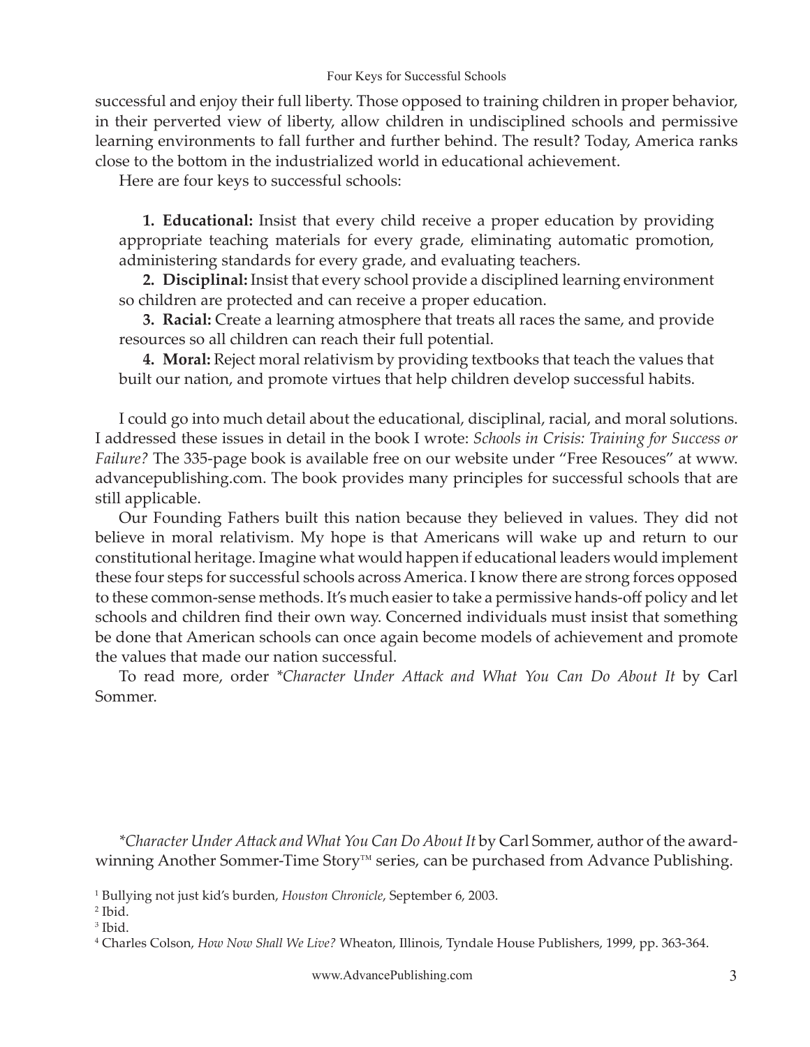successful and enjoy their full liberty. Those opposed to training children in proper behavior, in their perverted view of liberty, allow children in undisciplined schools and permissive learning environments to fall further and further behind. The result? Today, America ranks close to the bottom in the industrialized world in educational achievement.

Here are four keys to successful schools:

> **1. Educational:** Insist that every child receive a proper education by providing appropriate teaching materials for every grade, eliminating automatic promotion, administering standards for every grade, and evaluating teachers.
>
> **2. Disciplinal:** Insist that every school provide a disciplined learning environment so children are protected and can receive a proper education.
>
> **3. Racial:** Create a learning atmosphere that treats all races the same, and provide resources so all children can reach their full potential.
>
> **4. Moral:** Reject moral relativism by providing textbooks that teach the values that built our nation, and promote virtues that help children develop successful habits.

I could go into much detail about the educational, disciplinal, racial, and moral solutions. I addressed these issues in detail in the book I wrote: *Schools in Crisis: Training for Success or Failure?* The 335-page book is available free on our website under "Free Resouces" at www.advancepublishing.com. The book provides many principles for successful schools that are still applicable.

Our Founding Fathers built this nation because they believed in values. They did not believe in moral relativism. My hope is that Americans will wake up and return to our constitutional heritage. Imagine what would happen if educational leaders would implement these four steps for successful schools across America. I know there are strong forces opposed to these common-sense methods. It's much easier to take a permissive hands-off policy and let schools and children find their own way. Concerned individuals must insist that something be done that American schools can once again become models of achievement and promote the values that made our nation successful.

To read more, order *\*Character Under Attack and What You Can Do About It* by Carl Sommer.

*\*Character Under Attack and What You Can Do About It* by Carl Sommer, author of the award-winning Another Sommer-Time Story™ series, can be purchased from Advance Publishing.

[1] Bullying not just kid's burden, *Houston Chronicle*, September 6, 2003.

[2] Ibid.

[3] Ibid.

[4] Charles Colson, *How Now Shall We Live?* Wheaton, Illinois, Tyndale House Publishers, 1999, pp. 363-364.